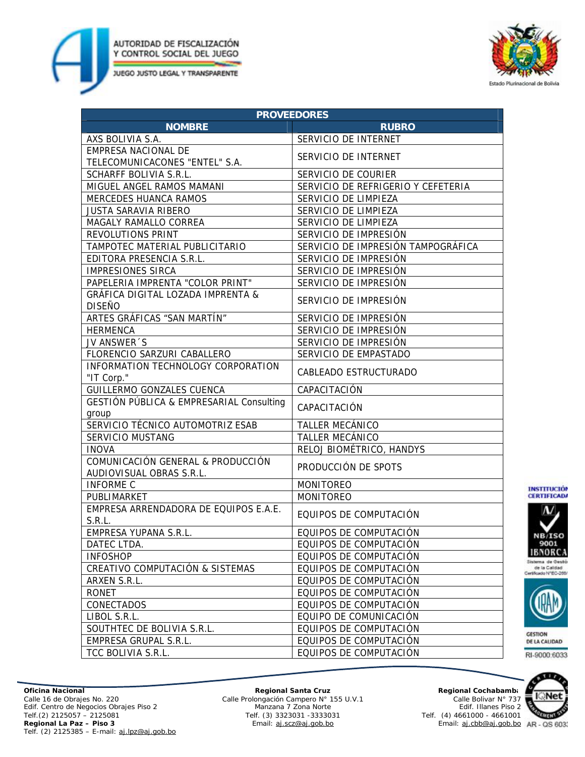AUTORIDAD DE FISCALIZACIÓN Y CONTROL SOCIAL DEL JUEGO

JUEGO JUSTO LEGAL Y TRANSPARENTE

Estado Plurinacional de Bolivia

| PROVEEDORES | |
|---|---|
| **NOMBRE** | **RUBRO** |
| AXS BOLIVIA S.A. | SERVICIO DE INTERNET |
| EMPRESA NACIONAL DE TELECOMUNICACONES "ENTEL" S.A. | SERVICIO DE INTERNET |
| SCHARFF BOLIVIA S.R.L. | SERVICIO DE COURIER |
| MIGUEL ANGEL RAMOS MAMANI | SERVICIO DE REFRIGERIO Y CEFETERIA |
| MERCEDES HUANCA RAMOS | SERVICIO DE LIMPIEZA |
| JUSTA SARAVIA RIBERO | SERVICIO DE LIMPIEZA |
| MAGALY RAMALLO CORREA | SERVICIO DE LIMPIEZA |
| REVOLUTIONS PRINT | SERVICIO DE IMPRESIÓN |
| TAMPOTEC MATERIAL PUBLICITARIO | SERVICIO DE IMPRESIÓN TAMPOGRÁFICA |
| EDITORA PRESENCIA S.R.L. | SERVICIO DE IMPRESIÓN |
| IMPRESIONES SIRCA | SERVICIO DE IMPRESIÓN |
| PAPELERIA IMPRENTA "COLOR PRINT" | SERVICIO DE IMPRESIÓN |
| GRÁFICA DIGITAL LOZADA IMPRENTA & DISEÑO | SERVICIO DE IMPRESIÓN |
| ARTES GRÁFICAS "SAN MARTÍN" | SERVICIO DE IMPRESIÓN |
| HERMENCA | SERVICIO DE IMPRESIÓN |
| JV ANSWER´S | SERVICIO DE IMPRESIÓN |
| FLORENCIO SARZURI CABALLERO | SERVICIO DE EMPASTADO |
| INFORMATION TECHNOLOGY CORPORATION "IT Corp." | CABLEADO ESTRUCTURADO |
| GUILLERMO GONZALES CUENCA | CAPACITACIÓN |
| GESTIÓN PÚBLICA & EMPRESARIAL Consulting group | CAPACITACIÓN |
| SERVICIO TÉCNICO AUTOMOTRIZ ESAB | TALLER MECÁNICO |
| SERVICIO MUSTANG | TALLER MECÁNICO |
| INOVA | RELOJ BIOMÉTRICO, HANDYS |
| COMUNICACIÓN GENERAL & PRODUCCIÓN AUDIOVISUAL OBRAS S.R.L. | PRODUCCIÓN DE SPOTS |
| INFORME C | MONITOREO |
| PUBLIMARKET | MONITOREO |
| EMPRESA ARRENDADORA DE EQUIPOS E.A.E. S.R.L. | EQUIPOS DE COMPUTACIÓN |
| EMPRESA YUPANA S.R.L. | EQUIPOS DE COMPUTACIÓN |
| DATEC LTDA. | EQUIPOS DE COMPUTACIÓN |
| INFOSHOP | EQUIPOS DE COMPUTACIÓN |
| CREATIVO COMPUTACIÓN & SISTEMAS | EQUIPOS DE COMPUTACIÓN |
| ARXEN S.R.L. | EQUIPOS DE COMPUTACIÓN |
| RONET | EQUIPOS DE COMPUTACIÓN |
| CONECTADOS | EQUIPOS DE COMPUTACIÓN |
| LIBOL S.R.L. | EQUIPO DE COMUNICACIÓN |
| SOUTHTEC DE BOLIVIA S.R.L. | EQUIPOS DE COMPUTACIÓN |
| EMPRESA GRUPAL S.R.L. | EQUIPOS DE COMPUTACIÓN |
| TCC BOLIVIA S.R.L. | EQUIPOS DE COMPUTACIÓN |

**Oficina Nacional**
Calle 16 de Obrajes No. 220
Edif. Centro de Negocios Obrajes Piso 2
Telf.(2) 2125057 – 2125081
**Regional La Paz – Piso 3**
Telf. (2) 2125385 – E-mail: aj.lpz@aj.gob.bo

**Regional Santa Cruz**
Calle Prolongación Campero N° 155 U.V.1
Manzana 7 Zona Norte
Telf. (3) 3323031 -3333031
Email: aj.scz@aj.gob.bo

**Regional Cochabamba**
Calle Bolivar N° 737
Edif. Illanes Piso 2
Telf. (4) 4661000 - 4661001
Email: aj.cbb@aj.gob.bo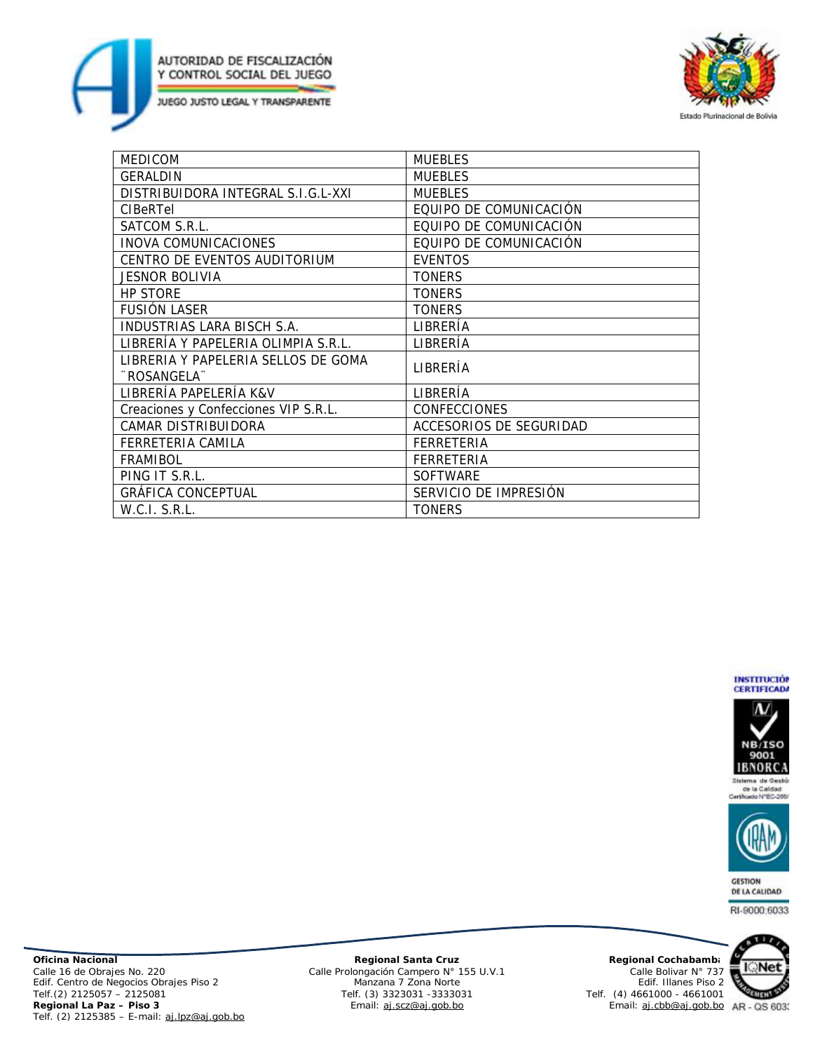| | |
|---|---|
| MEDICOM | MUEBLES |
| GERALDIN | MUEBLES |
| DISTRIBUIDORA INTEGRAL S.I.G.L-XXI | MUEBLES |
| CIBeRTel | EQUIPO DE COMUNICACIÓN |
| SATCOM S.R.L. | EQUIPO DE COMUNICACIÓN |
| INOVA COMUNICACIONES | EQUIPO DE COMUNICACIÓN |
| CENTRO DE EVENTOS AUDITORIUM | EVENTOS |
| JESNOR BOLIVIA | TONERS |
| HP STORE | TONERS |
| FUSIÓN LASER | TONERS |
| INDUSTRIAS LARA BISCH S.A. | LIBRERÍA |
| LIBRERÍA Y PAPELERIA OLIMPIA S.R.L. | LIBRERÍA |
| LIBRERIA Y PAPELERIA SELLOS DE GOMA ¨ROSANGELA¨ | LIBRERÍA |
| LIBRERÍA PAPELERÍA K&V | LIBRERÍA |
| Creaciones y Confecciones VIP S.R.L. | CONFECCIONES |
| CAMAR DISTRIBUIDORA | ACCESORIOS DE SEGURIDAD |
| FERRETERIA CAMILA | FERRETERIA |
| FRAMIBOL | FERRETERIA |
| PING IT S.R.L. | SOFTWARE |
| GRÁFICA CONCEPTUAL | SERVICIO DE IMPRESIÓN |
| W.C.I. S.R.L. | TONERS |